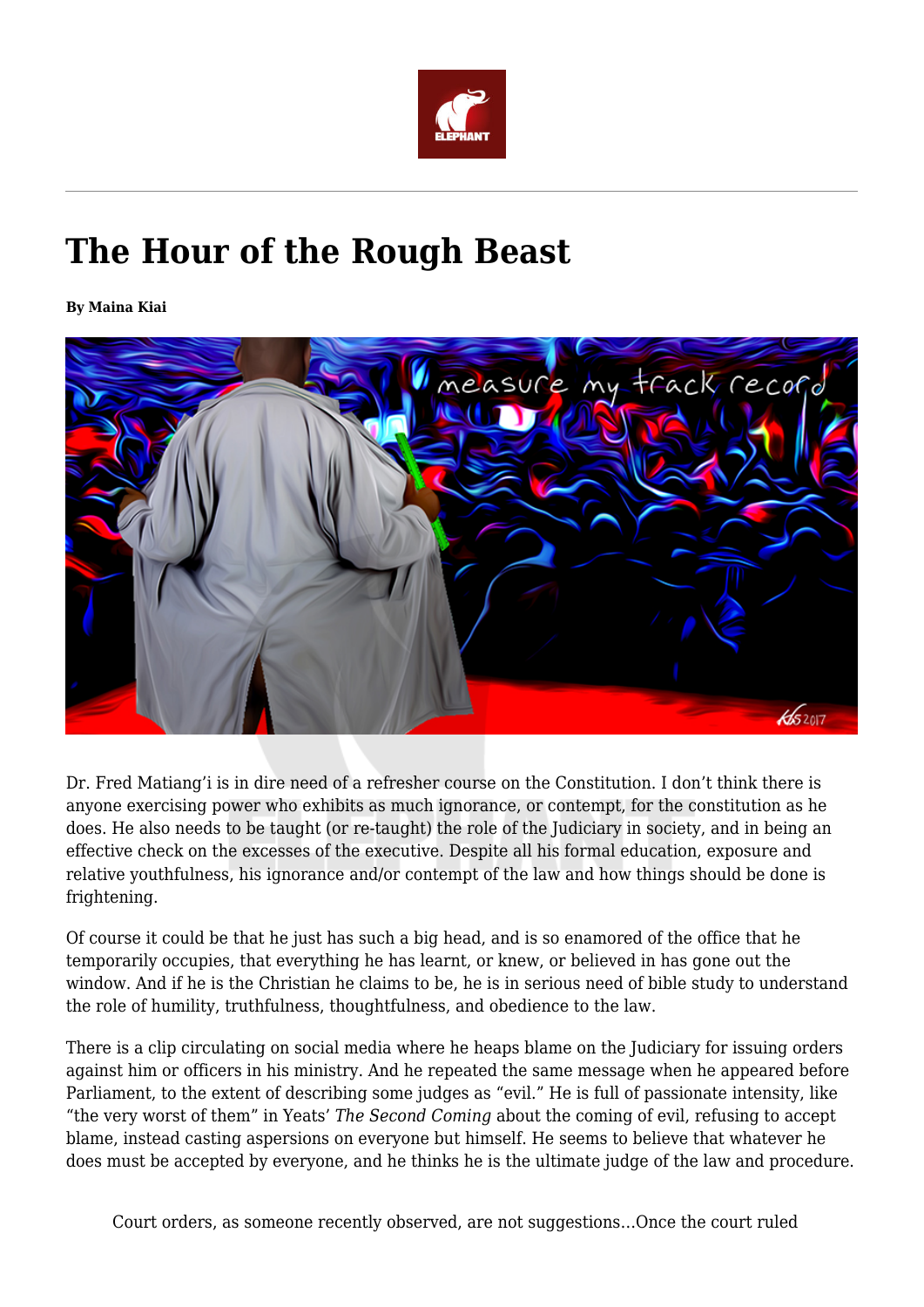# The Hour of the Rough Beast

**By Maina Kiai**

Dr. Fred Matiang'i is in dire need of a refresher course on the Constitution. I don't think there is anyone exercising power who exhibits as much ignorance, or contempt, for the constitution as he does. He also needs to be taught (or re-taught) the role of the Judiciary in society, and in being an effective check on the excesses of the executive. Despite all his formal education, exposure and relative youthfulness, his ignorance and/or contempt of the law and how things should be done is frightening.

Of course it could be that he just has such a big head, and is so enamored of the office that he temporarily occupies, that everything he has learnt, or knew, or believed in has gone out the window. And if he is the Christian he claims to be, he is in serious need of bible study to understand the role of humility, truthfulness, thoughtfulness, and obedience to the law.

There is a clip circulating on social media where he heaps blame on the Judiciary for issuing orders against him or officers in his ministry. And he repeated the same message when he appeared before Parliament, to the extent of describing some judges as "evil." He is full of passionate intensity, like "the very worst of them" in Yeats' *The Second Coming* about the coming of evil, refusing to accept blame, instead casting aspersions on everyone but himself. He seems to believe that whatever he does must be accepted by everyone, and he thinks he is the ultimate judge of the law and procedure.

Court orders, as someone recently observed, are not suggestions…Once the court ruled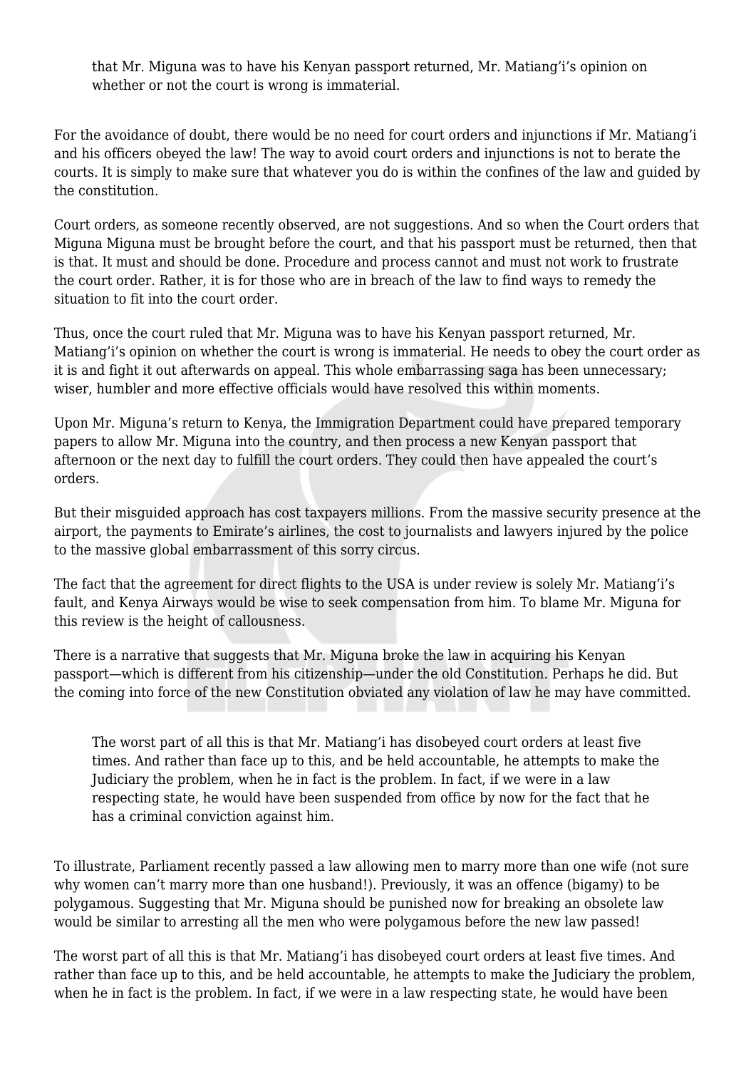> that Mr. Miguna was to have his Kenyan passport returned, Mr. Matiang'i's opinion on whether or not the court is wrong is immaterial.

For the avoidance of doubt, there would be no need for court orders and injunctions if Mr. Matiang'i and his officers obeyed the law! The way to avoid court orders and injunctions is not to berate the courts. It is simply to make sure that whatever you do is within the confines of the law and guided by the constitution.

Court orders, as someone recently observed, are not suggestions. And so when the Court orders that Miguna Miguna must be brought before the court, and that his passport must be returned, then that is that. It must and should be done. Procedure and process cannot and must not work to frustrate the court order. Rather, it is for those who are in breach of the law to find ways to remedy the situation to fit into the court order.

Thus, once the court ruled that Mr. Miguna was to have his Kenyan passport returned, Mr. Matiang'i's opinion on whether the court is wrong is immaterial. He needs to obey the court order as it is and fight it out afterwards on appeal. This whole embarrassing saga has been unnecessary; wiser, humbler and more effective officials would have resolved this within moments.

Upon Mr. Miguna's return to Kenya, the Immigration Department could have prepared temporary papers to allow Mr. Miguna into the country, and then process a new Kenyan passport that afternoon or the next day to fulfill the court orders. They could then have appealed the court's orders.

But their misguided approach has cost taxpayers millions. From the massive security presence at the airport, the payments to Emirate's airlines, the cost to journalists and lawyers injured by the police to the massive global embarrassment of this sorry circus.

The fact that the agreement for direct flights to the USA is under review is solely Mr. Matiang'i's fault, and Kenya Airways would be wise to seek compensation from him. To blame Mr. Miguna for this review is the height of callousness.

There is a narrative that suggests that Mr. Miguna broke the law in acquiring his Kenyan passport—which is different from his citizenship—under the old Constitution. Perhaps he did. But the coming into force of the new Constitution obviated any violation of law he may have committed.

> The worst part of all this is that Mr. Matiang'i has disobeyed court orders at least five times. And rather than face up to this, and be held accountable, he attempts to make the Judiciary the problem, when he in fact is the problem. In fact, if we were in a law respecting state, he would have been suspended from office by now for the fact that he has a criminal conviction against him.

To illustrate, Parliament recently passed a law allowing men to marry more than one wife (not sure why women can't marry more than one husband!). Previously, it was an offence (bigamy) to be polygamous. Suggesting that Mr. Miguna should be punished now for breaking an obsolete law would be similar to arresting all the men who were polygamous before the new law passed!

The worst part of all this is that Mr. Matiang'i has disobeyed court orders at least five times. And rather than face up to this, and be held accountable, he attempts to make the Judiciary the problem, when he in fact is the problem. In fact, if we were in a law respecting state, he would have been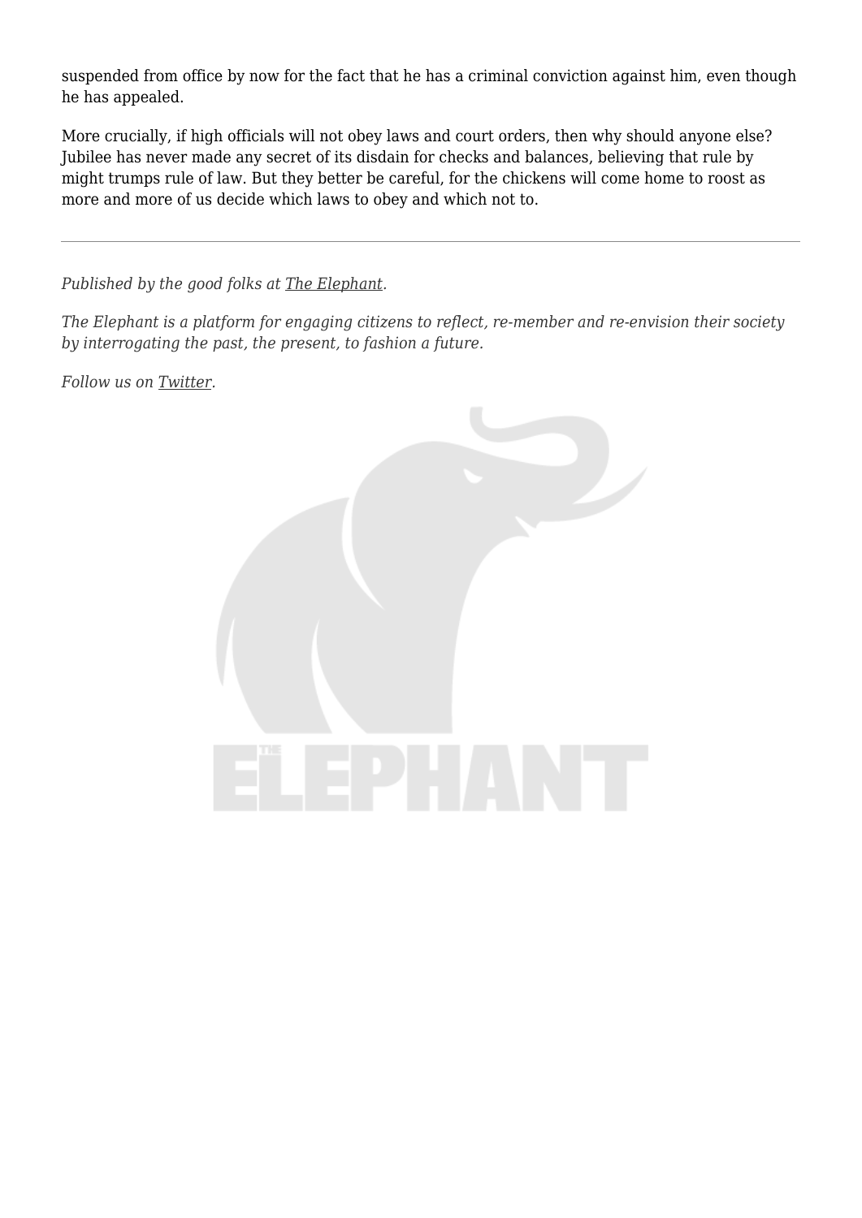suspended from office by now for the fact that he has a criminal conviction against him, even though he has appealed.

More crucially, if high officials will not obey laws and court orders, then why should anyone else? Jubilee has never made any secret of its disdain for checks and balances, believing that rule by might trumps rule of law. But they better be careful, for the chickens will come home to roost as more and more of us decide which laws to obey and which not to.

---

*Published by the good folks at The Elephant.*

*The Elephant is a platform for engaging citizens to reflect, re-member and re-envision their society by interrogating the past, the present, to fashion a future.*

*Follow us on Twitter.*